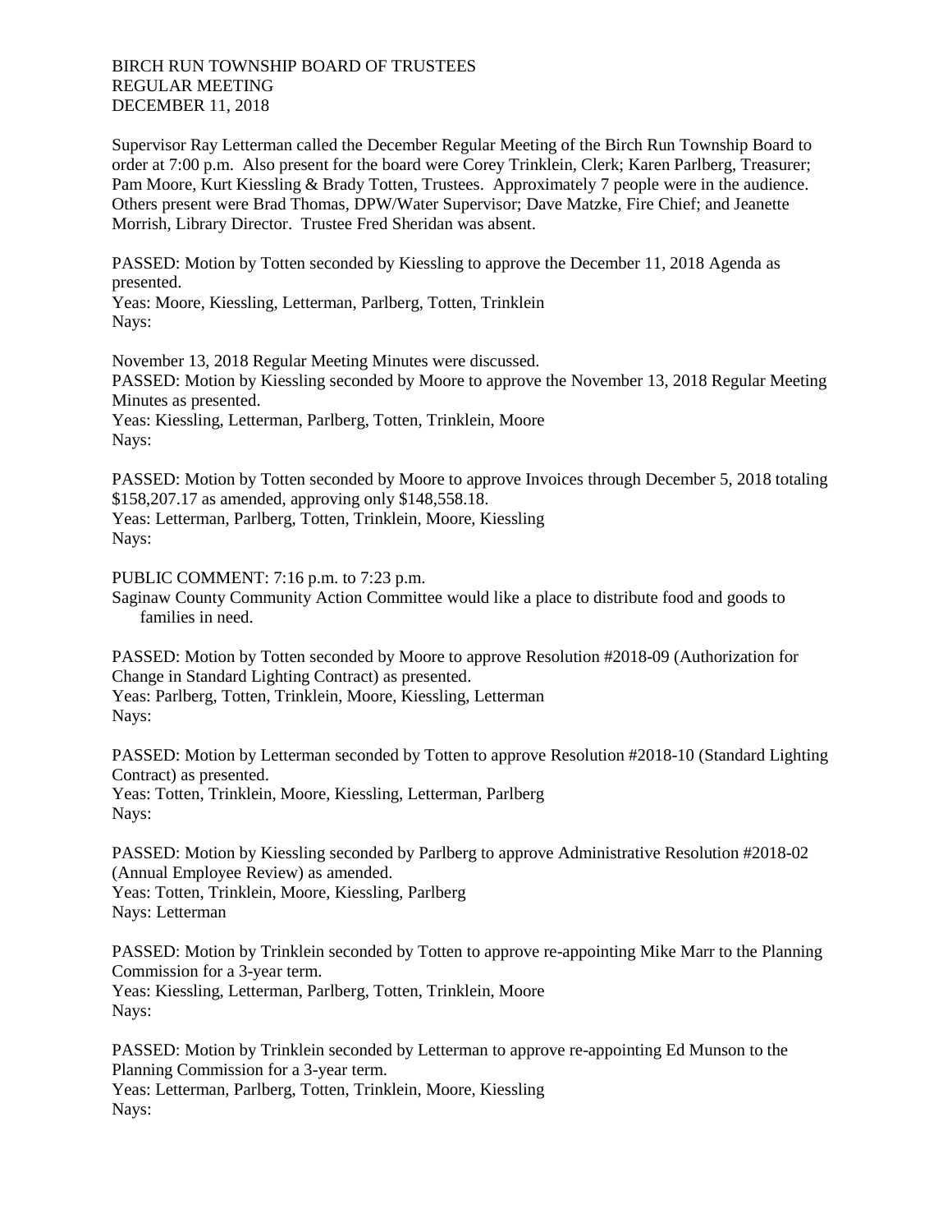BIRCH RUN TOWNSHIP BOARD OF TRUSTEES
REGULAR MEETING
DECEMBER 11, 2018

Supervisor Ray Letterman called the December Regular Meeting of the Birch Run Township Board to order at 7:00 p.m. Also present for the board were Corey Trinklein, Clerk; Karen Parlberg, Treasurer; Pam Moore, Kurt Kiessling & Brady Totten, Trustees. Approximately 7 people were in the audience. Others present were Brad Thomas, DPW/Water Supervisor; Dave Matzke, Fire Chief; and Jeanette Morrish, Library Director. Trustee Fred Sheridan was absent.

PASSED: Motion by Totten seconded by Kiessling to approve the December 11, 2018 Agenda as presented.
Yeas: Moore, Kiessling, Letterman, Parlberg, Totten, Trinklein
Nays:

November 13, 2018 Regular Meeting Minutes were discussed.
PASSED: Motion by Kiessling seconded by Moore to approve the November 13, 2018 Regular Meeting Minutes as presented.
Yeas: Kiessling, Letterman, Parlberg, Totten, Trinklein, Moore
Nays:

PASSED: Motion by Totten seconded by Moore to approve Invoices through December 5, 2018 totaling $158,207.17 as amended, approving only $148,558.18.
Yeas: Letterman, Parlberg, Totten, Trinklein, Moore, Kiessling
Nays:

PUBLIC COMMENT: 7:16 p.m. to 7:23 p.m.
Saginaw County Community Action Committee would like a place to distribute food and goods to families in need.

PASSED: Motion by Totten seconded by Moore to approve Resolution #2018-09 (Authorization for Change in Standard Lighting Contract) as presented.
Yeas: Parlberg, Totten, Trinklein, Moore, Kiessling, Letterman
Nays:

PASSED: Motion by Letterman seconded by Totten to approve Resolution #2018-10 (Standard Lighting Contract) as presented.
Yeas: Totten, Trinklein, Moore, Kiessling, Letterman, Parlberg
Nays:

PASSED: Motion by Kiessling seconded by Parlberg to approve Administrative Resolution #2018-02 (Annual Employee Review) as amended.
Yeas: Totten, Trinklein, Moore, Kiessling, Parlberg
Nays: Letterman

PASSED: Motion by Trinklein seconded by Totten to approve re-appointing Mike Marr to the Planning Commission for a 3-year term.
Yeas: Kiessling, Letterman, Parlberg, Totten, Trinklein, Moore
Nays:

PASSED: Motion by Trinklein seconded by Letterman to approve re-appointing Ed Munson to the Planning Commission for a 3-year term.
Yeas: Letterman, Parlberg, Totten, Trinklein, Moore, Kiessling
Nays: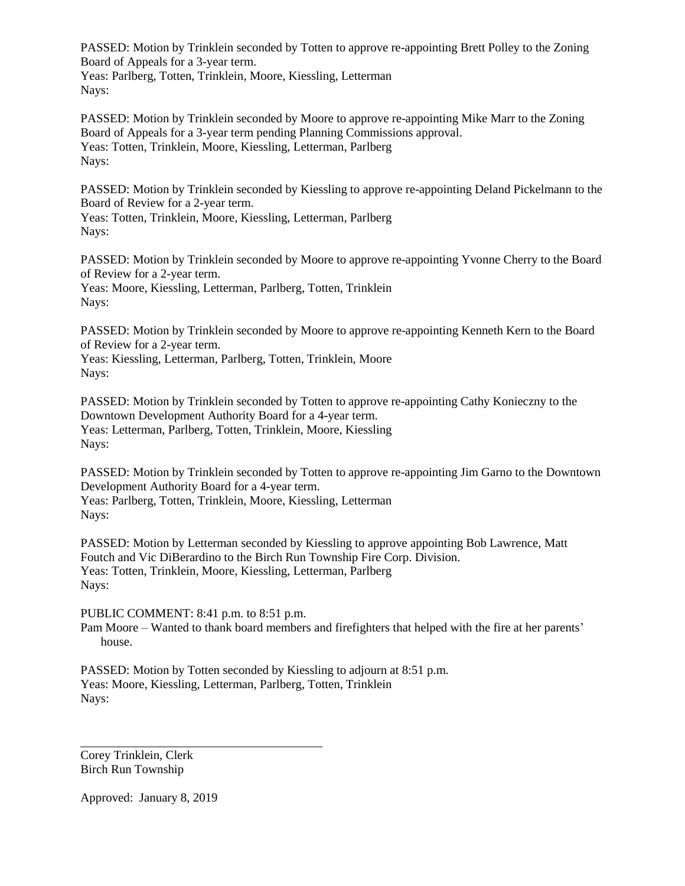PASSED: Motion by Trinklein seconded by Totten to approve re-appointing Brett Polley to the Zoning Board of Appeals for a 3-year term.
Yeas: Parlberg, Totten, Trinklein, Moore, Kiessling, Letterman
Nays:

PASSED: Motion by Trinklein seconded by Moore to approve re-appointing Mike Marr to the Zoning Board of Appeals for a 3-year term pending Planning Commissions approval.
Yeas: Totten, Trinklein, Moore, Kiessling, Letterman, Parlberg
Nays:

PASSED: Motion by Trinklein seconded by Kiessling to approve re-appointing Deland Pickelmann to the Board of Review for a 2-year term.
Yeas: Totten, Trinklein, Moore, Kiessling, Letterman, Parlberg
Nays:

PASSED: Motion by Trinklein seconded by Moore to approve re-appointing Yvonne Cherry to the Board of Review for a 2-year term.
Yeas: Moore, Kiessling, Letterman, Parlberg, Totten, Trinklein
Nays:

PASSED: Motion by Trinklein seconded by Moore to approve re-appointing Kenneth Kern to the Board of Review for a 2-year term.
Yeas: Kiessling, Letterman, Parlberg, Totten, Trinklein, Moore
Nays:

PASSED: Motion by Trinklein seconded by Totten to approve re-appointing Cathy Konieczny to the Downtown Development Authority Board for a 4-year term.
Yeas: Letterman, Parlberg, Totten, Trinklein, Moore, Kiessling
Nays:

PASSED: Motion by Trinklein seconded by Totten to approve re-appointing Jim Garno to the Downtown Development Authority Board for a 4-year term.
Yeas: Parlberg, Totten, Trinklein, Moore, Kiessling, Letterman
Nays:

PASSED: Motion by Letterman seconded by Kiessling to approve appointing Bob Lawrence, Matt Foutch and Vic DiBerardino to the Birch Run Township Fire Corp. Division.
Yeas: Totten, Trinklein, Moore, Kiessling, Letterman, Parlberg
Nays:

PUBLIC COMMENT: 8:41 p.m. to 8:51 p.m.
Pam Moore – Wanted to thank board members and firefighters that helped with the fire at her parents' house.

PASSED: Motion by Totten seconded by Kiessling to adjourn at 8:51 p.m.
Yeas: Moore, Kiessling, Letterman, Parlberg, Totten, Trinklein
Nays:

Corey Trinklein, Clerk
Birch Run Township

Approved: January 8, 2019